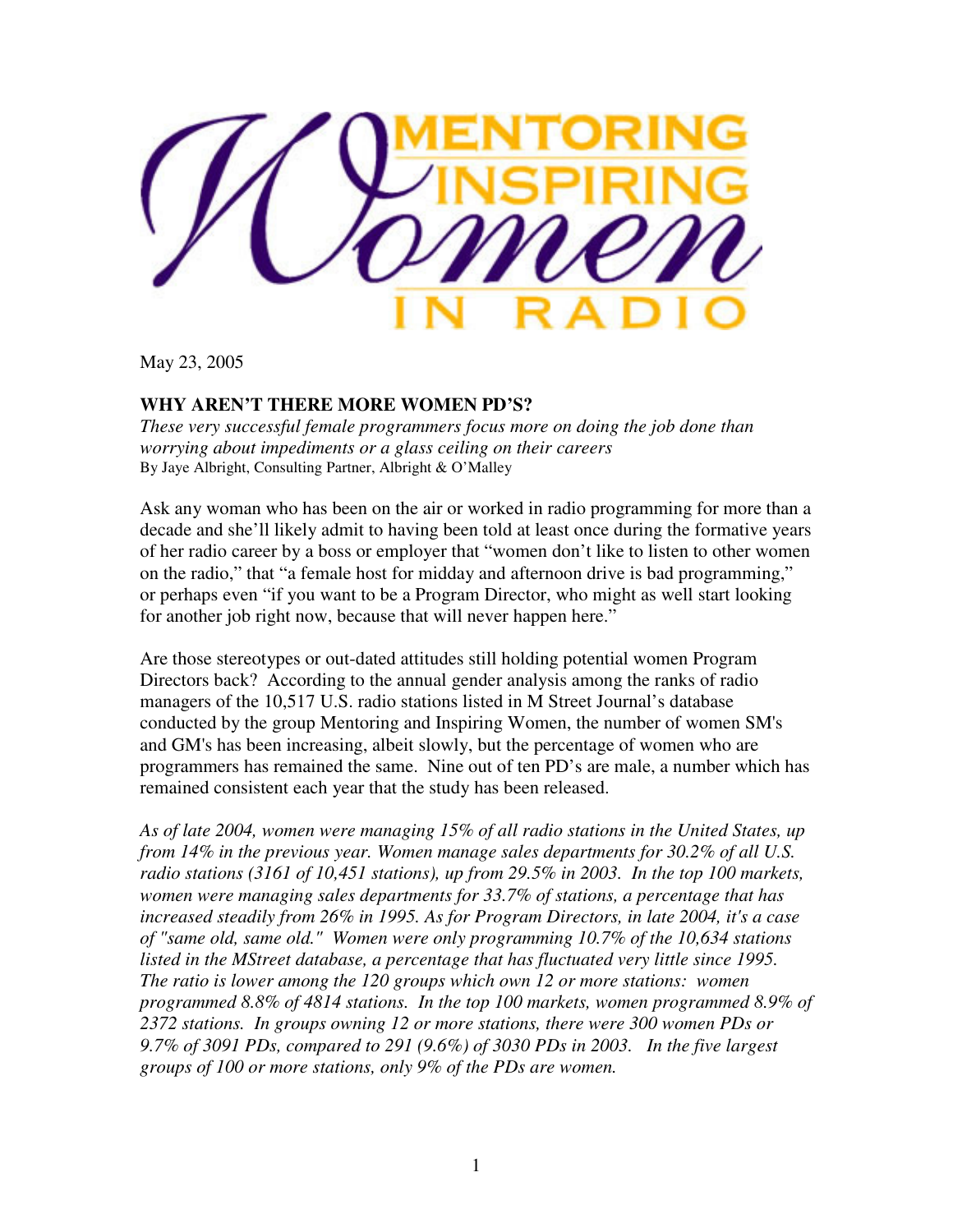# Mentoring Inspiring Women in Radio

May 23, 2005

## WHY AREN'T THERE MORE WOMEN PD'S?

*These very successful female programmers focus more on doing the job done than worrying about impediments or a glass ceiling on their careers*

By Jaye Albright, Consulting Partner, Albright & O'Malley

Ask any woman who has been on the air or worked in radio programming for more than a decade and she'll likely admit to having been told at least once during the formative years of her radio career by a boss or employer that "women don't like to listen to other women on the radio," that "a female host for midday and afternoon drive is bad programming," or perhaps even "if you want to be a Program Director, who might as well start looking for another job right now, because that will never happen here."

Are those stereotypes or out-dated attitudes still holding potential women Program Directors back? According to the annual gender analysis among the ranks of radio managers of the 10,517 U.S. radio stations listed in M Street Journal's database conducted by the group Mentoring and Inspiring Women, the number of women SM's and GM's has been increasing, albeit slowly, but the percentage of women who are programmers has remained the same. Nine out of ten PD's are male, a number which has remained consistent each year that the study has been released.

*As of late 2004, women were managing 15% of all radio stations in the United States, up from 14% in the previous year. Women manage sales departments for 30.2% of all U.S. radio stations (3161 of 10,451 stations), up from 29.5% in 2003. In the top 100 markets, women were managing sales departments for 33.7% of stations, a percentage that has increased steadily from 26% in 1995. As for Program Directors, in late 2004, it's a case of "same old, same old." Women were only programming 10.7% of the 10,634 stations listed in the MStreet database, a percentage that has fluctuated very little since 1995. The ratio is lower among the 120 groups which own 12 or more stations: women programmed 8.8% of 4814 stations. In the top 100 markets, women programmed 8.9% of 2372 stations. In groups owning 12 or more stations, there were 300 women PDs or 9.7% of 3091 PDs, compared to 291 (9.6%) of 3030 PDs in 2003. In the five largest groups of 100 or more stations, only 9% of the PDs are women.*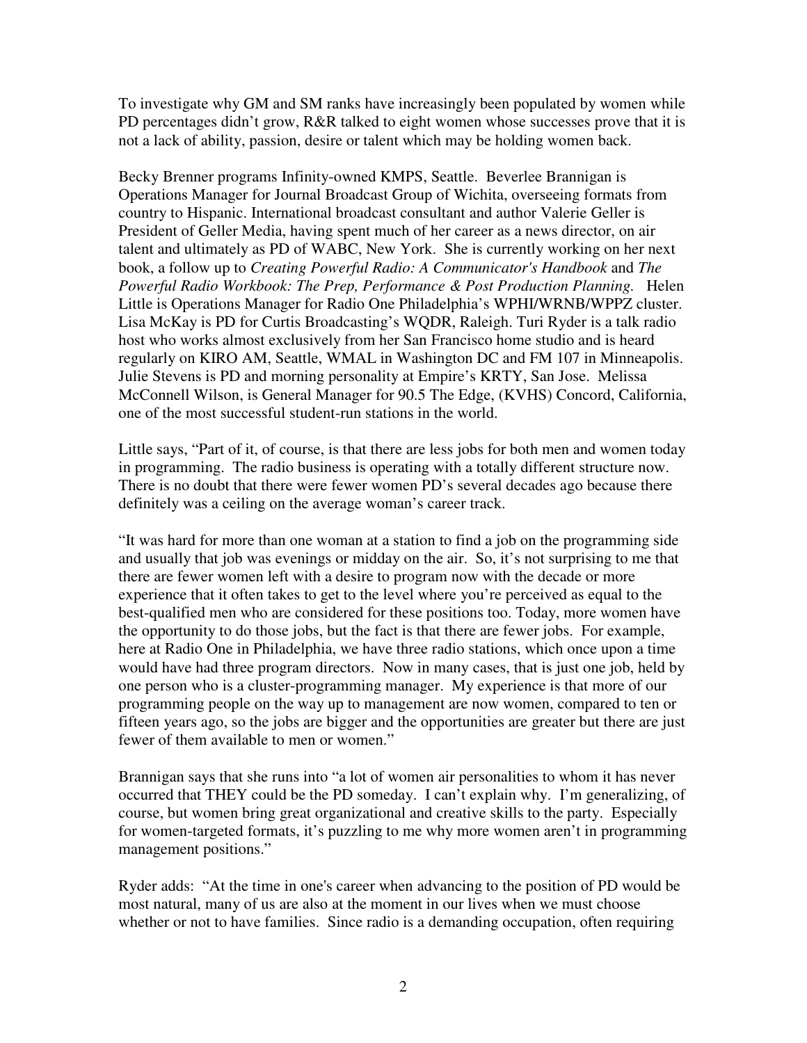To investigate why GM and SM ranks have increasingly been populated by women while PD percentages didn't grow, R&R talked to eight women whose successes prove that it is not a lack of ability, passion, desire or talent which may be holding women back.

Becky Brenner programs Infinity-owned KMPS, Seattle. Beverlee Brannigan is Operations Manager for Journal Broadcast Group of Wichita, overseeing formats from country to Hispanic. International broadcast consultant and author Valerie Geller is President of Geller Media, having spent much of her career as a news director, on air talent and ultimately as PD of WABC, New York. She is currently working on her next book, a follow up to *Creating Powerful Radio: A Communicator's Handbook* and *The Powerful Radio Workbook: The Prep, Performance & Post Production Planning.* Helen Little is Operations Manager for Radio One Philadelphia's WPHI/WRNB/WPPZ cluster. Lisa McKay is PD for Curtis Broadcasting's WQDR, Raleigh. Turi Ryder is a talk radio host who works almost exclusively from her San Francisco home studio and is heard regularly on KIRO AM, Seattle, WMAL in Washington DC and FM 107 in Minneapolis. Julie Stevens is PD and morning personality at Empire's KRTY, San Jose. Melissa McConnell Wilson, is General Manager for 90.5 The Edge, (KVHS) Concord, California, one of the most successful student-run stations in the world.

Little says, "Part of it, of course, is that there are less jobs for both men and women today in programming. The radio business is operating with a totally different structure now. There is no doubt that there were fewer women PD's several decades ago because there definitely was a ceiling on the average woman's career track.

"It was hard for more than one woman at a station to find a job on the programming side and usually that job was evenings or midday on the air. So, it's not surprising to me that there are fewer women left with a desire to program now with the decade or more experience that it often takes to get to the level where you're perceived as equal to the best-qualified men who are considered for these positions too. Today, more women have the opportunity to do those jobs, but the fact is that there are fewer jobs. For example, here at Radio One in Philadelphia, we have three radio stations, which once upon a time would have had three program directors. Now in many cases, that is just one job, held by one person who is a cluster-programming manager. My experience is that more of our programming people on the way up to management are now women, compared to ten or fifteen years ago, so the jobs are bigger and the opportunities are greater but there are just fewer of them available to men or women."

Brannigan says that she runs into "a lot of women air personalities to whom it has never occurred that THEY could be the PD someday. I can't explain why. I'm generalizing, of course, but women bring great organizational and creative skills to the party. Especially for women-targeted formats, it's puzzling to me why more women aren't in programming management positions."

Ryder adds: "At the time in one's career when advancing to the position of PD would be most natural, many of us are also at the moment in our lives when we must choose whether or not to have families. Since radio is a demanding occupation, often requiring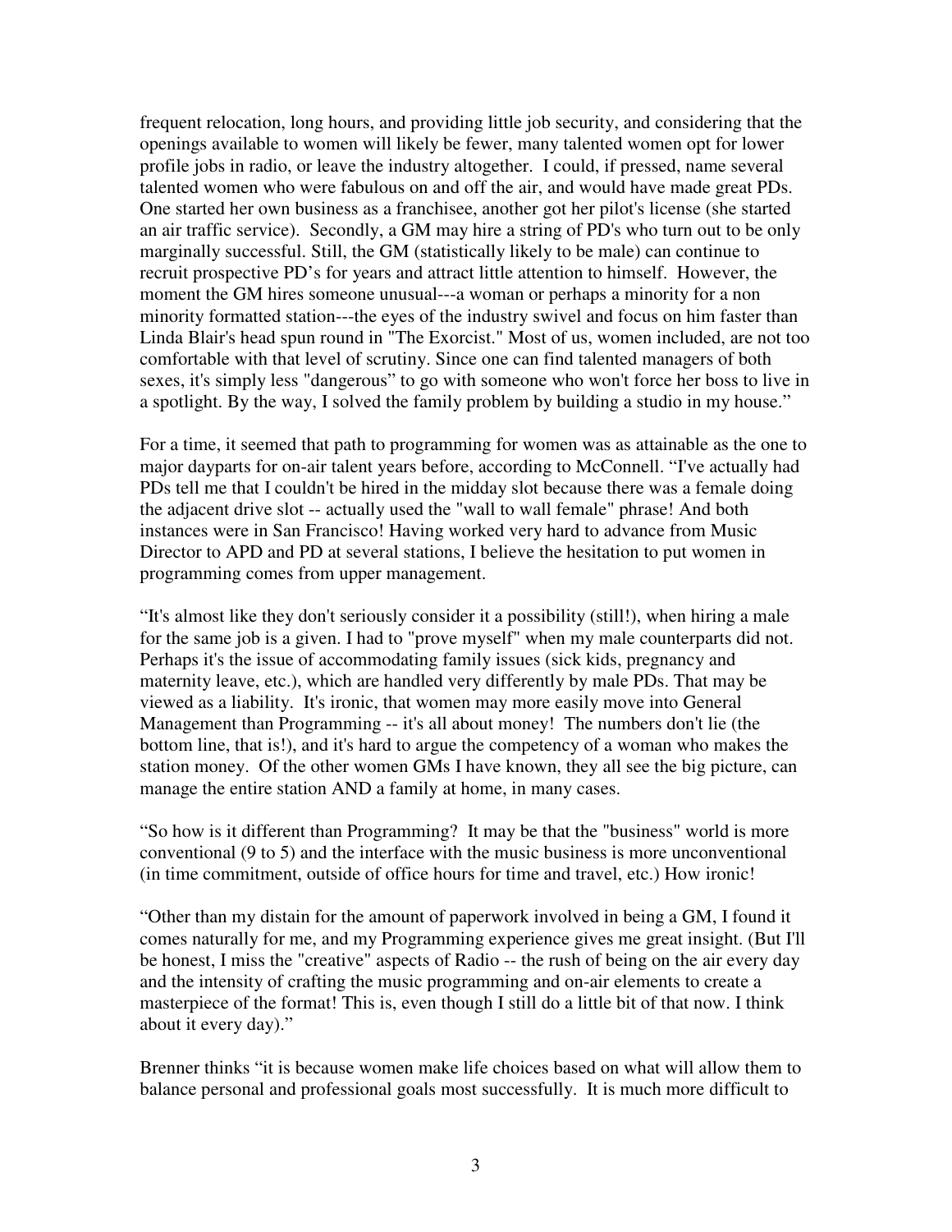frequent relocation, long hours, and providing little job security, and considering that the openings available to women will likely be fewer, many talented women opt for lower profile jobs in radio, or leave the industry altogether. I could, if pressed, name several talented women who were fabulous on and off the air, and would have made great PDs. One started her own business as a franchisee, another got her pilot's license (she started an air traffic service). Secondly, a GM may hire a string of PD's who turn out to be only marginally successful. Still, the GM (statistically likely to be male) can continue to recruit prospective PD's for years and attract little attention to himself. However, the moment the GM hires someone unusual---a woman or perhaps a minority for a non minority formatted station---the eyes of the industry swivel and focus on him faster than Linda Blair's head spun round in "The Exorcist." Most of us, women included, are not too comfortable with that level of scrutiny. Since one can find talented managers of both sexes, it's simply less "dangerous" to go with someone who won't force her boss to live in a spotlight. By the way, I solved the family problem by building a studio in my house."

For a time, it seemed that path to programming for women was as attainable as the one to major dayparts for on-air talent years before, according to McConnell. "I've actually had PDs tell me that I couldn't be hired in the midday slot because there was a female doing the adjacent drive slot -- actually used the "wall to wall female" phrase! And both instances were in San Francisco! Having worked very hard to advance from Music Director to APD and PD at several stations, I believe the hesitation to put women in programming comes from upper management.

"It's almost like they don't seriously consider it a possibility (still!), when hiring a male for the same job is a given. I had to "prove myself" when my male counterparts did not. Perhaps it's the issue of accommodating family issues (sick kids, pregnancy and maternity leave, etc.), which are handled very differently by male PDs. That may be viewed as a liability. It's ironic, that women may more easily move into General Management than Programming -- it's all about money! The numbers don't lie (the bottom line, that is!), and it's hard to argue the competency of a woman who makes the station money. Of the other women GMs I have known, they all see the big picture, can manage the entire station AND a family at home, in many cases.

"So how is it different than Programming? It may be that the "business" world is more conventional (9 to 5) and the interface with the music business is more unconventional (in time commitment, outside of office hours for time and travel, etc.) How ironic!

"Other than my distain for the amount of paperwork involved in being a GM, I found it comes naturally for me, and my Programming experience gives me great insight. (But I'll be honest, I miss the "creative" aspects of Radio -- the rush of being on the air every day and the intensity of crafting the music programming and on-air elements to create a masterpiece of the format! This is, even though I still do a little bit of that now. I think about it every day)."

Brenner thinks "it is because women make life choices based on what will allow them to balance personal and professional goals most successfully. It is much more difficult to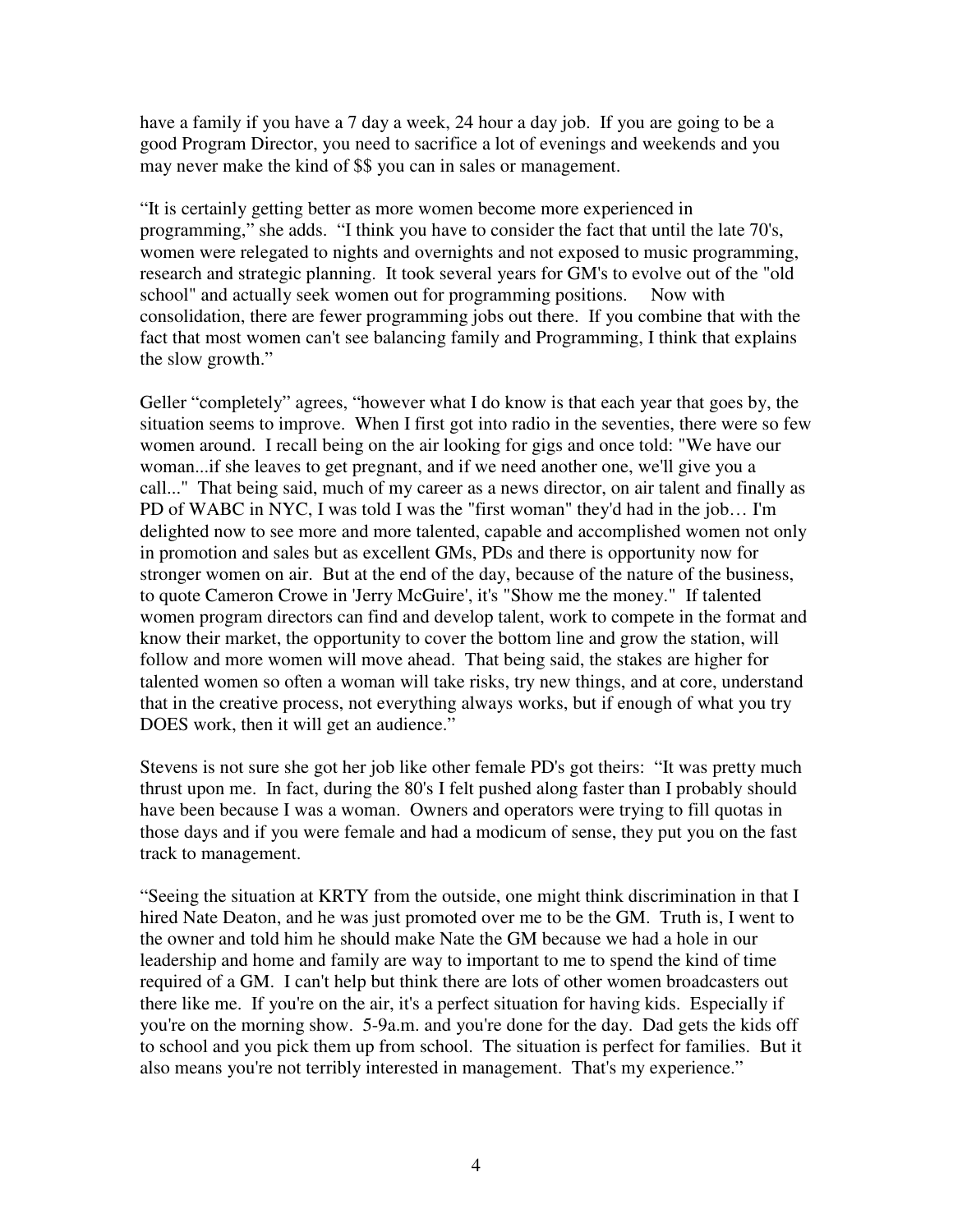have a family if you have a 7 day a week, 24 hour a day job. If you are going to be a good Program Director, you need to sacrifice a lot of evenings and weekends and you may never make the kind of $$ you can in sales or management.

“It is certainly getting better as more women become more experienced in programming,” she adds. “I think you have to consider the fact that until the late 70's, women were relegated to nights and overnights and not exposed to music programming, research and strategic planning. It took several years for GM's to evolve out of the "old school" and actually seek women out for programming positions. Now with consolidation, there are fewer programming jobs out there. If you combine that with the fact that most women can't see balancing family and Programming, I think that explains the slow growth.”

Geller “completely” agrees, “however what I do know is that each year that goes by, the situation seems to improve. When I first got into radio in the seventies, there were so few women around. I recall being on the air looking for gigs and once told: "We have our woman...if she leaves to get pregnant, and if we need another one, we'll give you a call..." That being said, much of my career as a news director, on air talent and finally as PD of WABC in NYC, I was told I was the "first woman" they'd had in the job… I'm delighted now to see more and more talented, capable and accomplished women not only in promotion and sales but as excellent GMs, PDs and there is opportunity now for stronger women on air. But at the end of the day, because of the nature of the business, to quote Cameron Crowe in 'Jerry McGuire', it's "Show me the money." If talented women program directors can find and develop talent, work to compete in the format and know their market, the opportunity to cover the bottom line and grow the station, will follow and more women will move ahead. That being said, the stakes are higher for talented women so often a woman will take risks, try new things, and at core, understand that in the creative process, not everything always works, but if enough of what you try DOES work, then it will get an audience.”

Stevens is not sure she got her job like other female PD's got theirs: “It was pretty much thrust upon me. In fact, during the 80's I felt pushed along faster than I probably should have been because I was a woman. Owners and operators were trying to fill quotas in those days and if you were female and had a modicum of sense, they put you on the fast track to management.

“Seeing the situation at KRTY from the outside, one might think discrimination in that I hired Nate Deaton, and he was just promoted over me to be the GM. Truth is, I went to the owner and told him he should make Nate the GM because we had a hole in our leadership and home and family are way to important to me to spend the kind of time required of a GM. I can't help but think there are lots of other women broadcasters out there like me. If you're on the air, it's a perfect situation for having kids. Especially if you're on the morning show. 5-9a.m. and you're done for the day. Dad gets the kids off to school and you pick them up from school. The situation is perfect for families. But it also means you're not terribly interested in management. That's my experience.”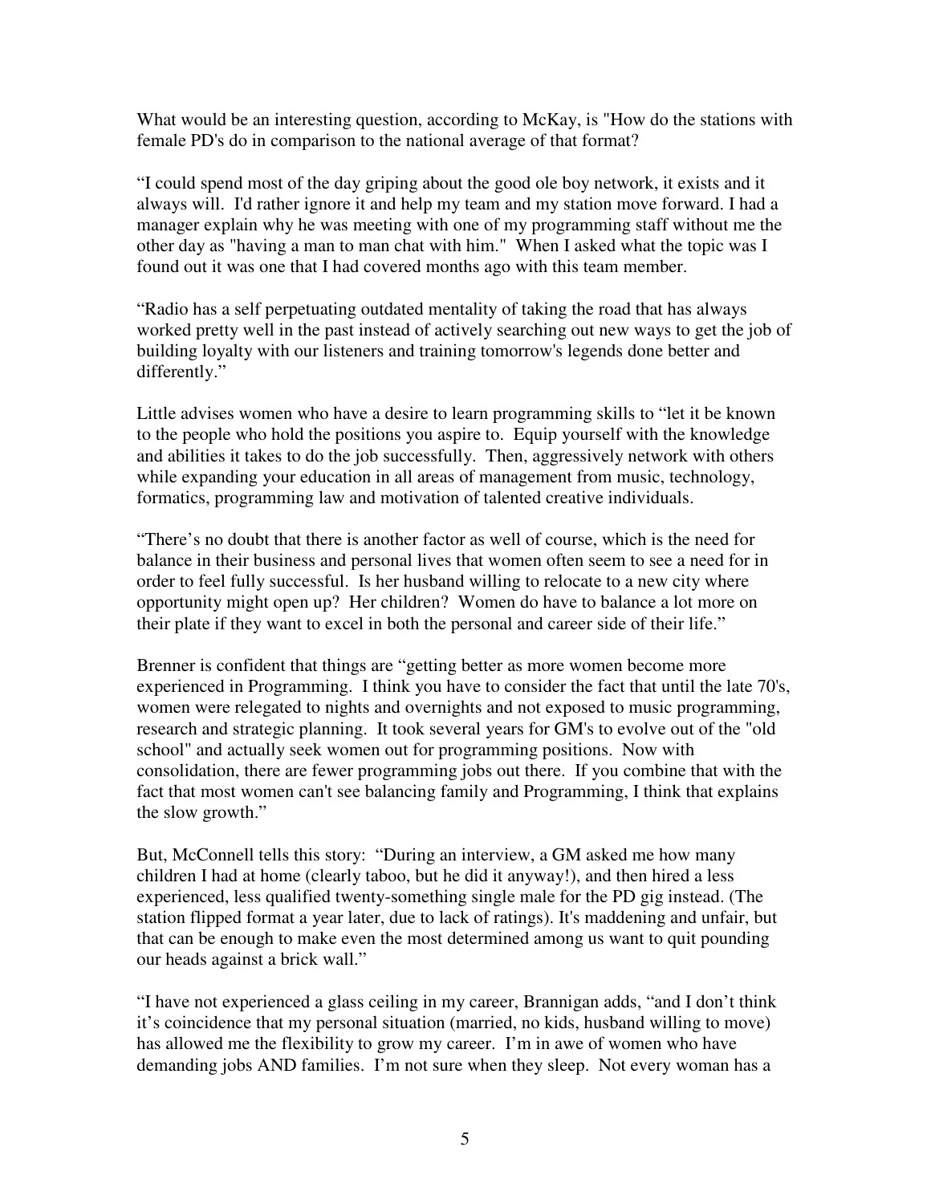What would be an interesting question, according to McKay, is "How do the stations with female PD's do in comparison to the national average of that format?

"I could spend most of the day griping about the good ole boy network, it exists and it always will. I'd rather ignore it and help my team and my station move forward. I had a manager explain why he was meeting with one of my programming staff without me the other day as "having a man to man chat with him." When I asked what the topic was I found out it was one that I had covered months ago with this team member.

"Radio has a self perpetuating outdated mentality of taking the road that has always worked pretty well in the past instead of actively searching out new ways to get the job of building loyalty with our listeners and training tomorrow's legends done better and differently."

Little advises women who have a desire to learn programming skills to "let it be known to the people who hold the positions you aspire to. Equip yourself with the knowledge and abilities it takes to do the job successfully. Then, aggressively network with others while expanding your education in all areas of management from music, technology, formatics, programming law and motivation of talented creative individuals.

"There's no doubt that there is another factor as well of course, which is the need for balance in their business and personal lives that women often seem to see a need for in order to feel fully successful. Is her husband willing to relocate to a new city where opportunity might open up? Her children? Women do have to balance a lot more on their plate if they want to excel in both the personal and career side of their life."

Brenner is confident that things are "getting better as more women become more experienced in Programming. I think you have to consider the fact that until the late 70's, women were relegated to nights and overnights and not exposed to music programming, research and strategic planning. It took several years for GM's to evolve out of the "old school" and actually seek women out for programming positions. Now with consolidation, there are fewer programming jobs out there. If you combine that with the fact that most women can't see balancing family and Programming, I think that explains the slow growth."

But, McConnell tells this story: "During an interview, a GM asked me how many children I had at home (clearly taboo, but he did it anyway!), and then hired a less experienced, less qualified twenty-something single male for the PD gig instead. (The station flipped format a year later, due to lack of ratings). It's maddening and unfair, but that can be enough to make even the most determined among us want to quit pounding our heads against a brick wall."

"I have not experienced a glass ceiling in my career, Brannigan adds, "and I don't think it's coincidence that my personal situation (married, no kids, husband willing to move) has allowed me the flexibility to grow my career. I'm in awe of women who have demanding jobs AND families. I'm not sure when they sleep. Not every woman has a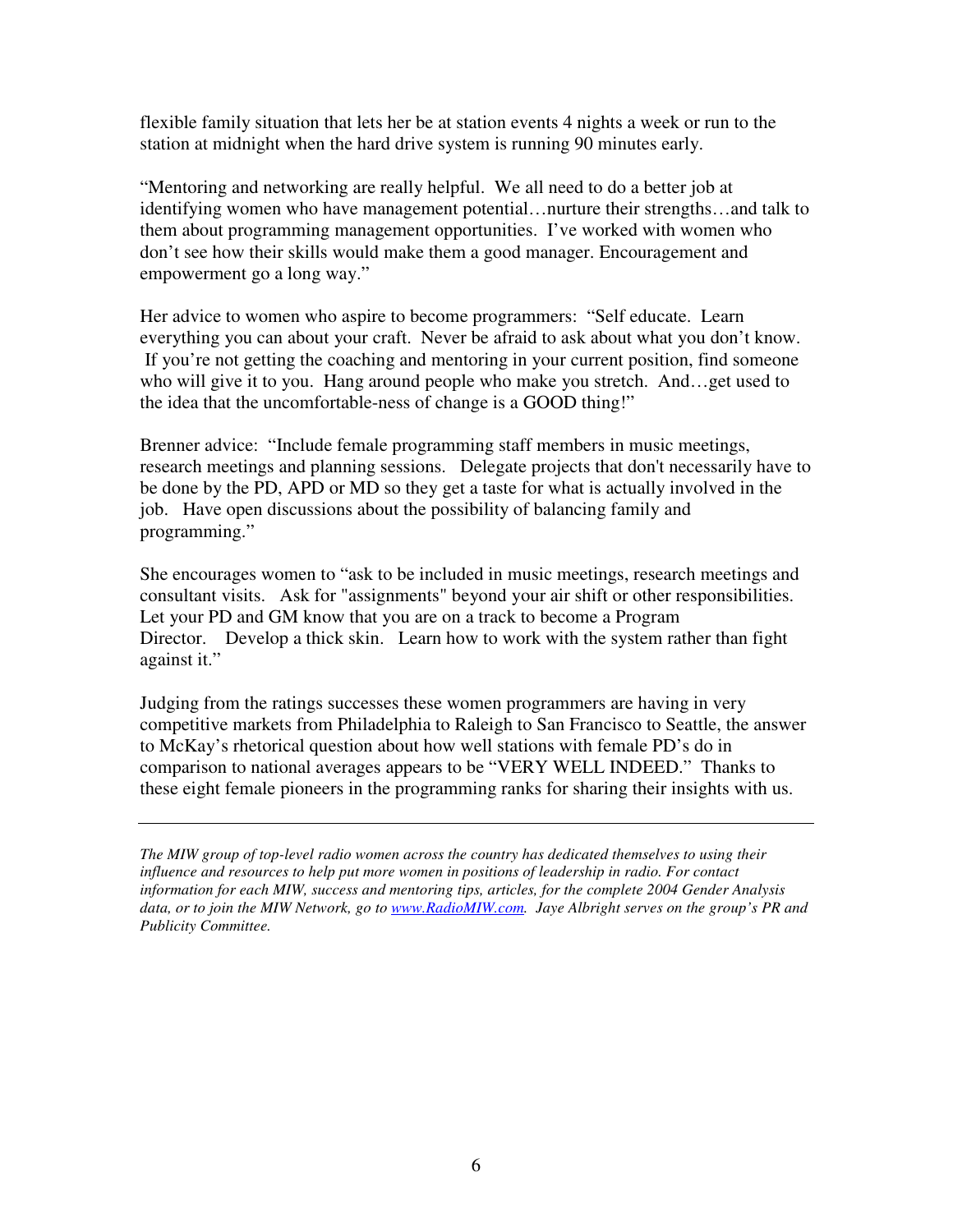flexible family situation that lets her be at station events 4 nights a week or run to the station at midnight when the hard drive system is running 90 minutes early.

"Mentoring and networking are really helpful. We all need to do a better job at identifying women who have management potential…nurture their strengths…and talk to them about programming management opportunities. I've worked with women who don't see how their skills would make them a good manager. Encouragement and empowerment go a long way."

Her advice to women who aspire to become programmers: "Self educate. Learn everything you can about your craft. Never be afraid to ask about what you don't know. If you're not getting the coaching and mentoring in your current position, find someone who will give it to you. Hang around people who make you stretch. And…get used to the idea that the uncomfortable-ness of change is a GOOD thing!"

Brenner advice: "Include female programming staff members in music meetings, research meetings and planning sessions. Delegate projects that don't necessarily have to be done by the PD, APD or MD so they get a taste for what is actually involved in the job. Have open discussions about the possibility of balancing family and programming."

She encourages women to "ask to be included in music meetings, research meetings and consultant visits. Ask for "assignments" beyond your air shift or other responsibilities. Let your PD and GM know that you are on a track to become a Program Director. Develop a thick skin. Learn how to work with the system rather than fight against it."

Judging from the ratings successes these women programmers are having in very competitive markets from Philadelphia to Raleigh to San Francisco to Seattle, the answer to McKay's rhetorical question about how well stations with female PD's do in comparison to national averages appears to be "VERY WELL INDEED." Thanks to these eight female pioneers in the programming ranks for sharing their insights with us.

---

*The MIW group of top-level radio women across the country has dedicated themselves to using their influence and resources to help put more women in positions of leadership in radio. For contact information for each MIW, success and mentoring tips, articles, for the complete 2004 Gender Analysis data, or to join the MIW Network, go to [www.RadioMIW.com](http://www.RadioMIW.com). Jaye Albright serves on the group's PR and Publicity Committee.*